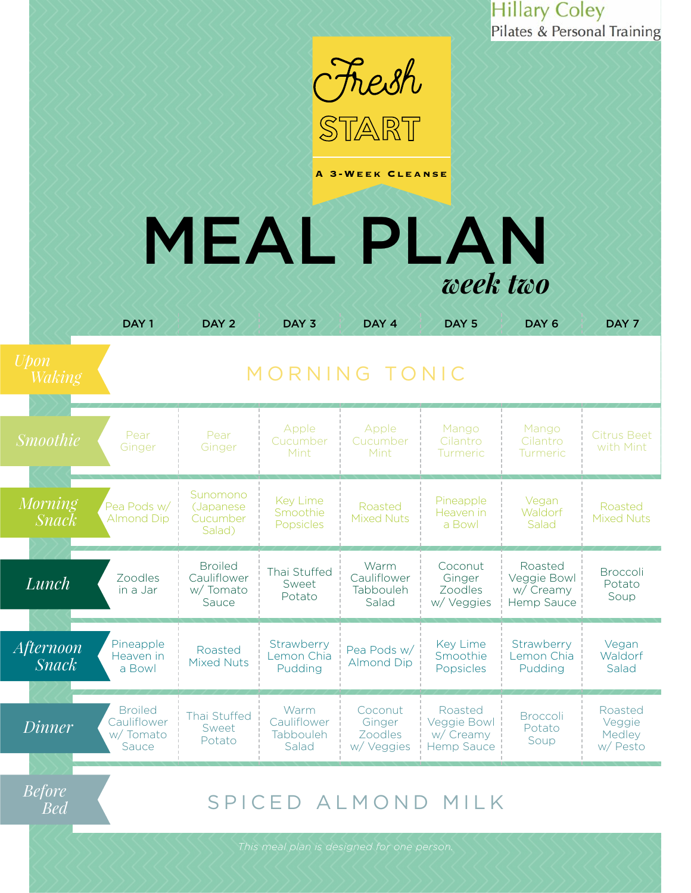Hillary Coley
Pilates & Personal Training

# Fresh START

A 3-WEEK CLEANSE

# MEAL PLAN

*week two*

| | DAY 1 | DAY 2 | DAY 3 | DAY 4 | DAY 5 | DAY 6 | DAY 7 |
|---|---|---|---|---|---|---|---|
| *Upon Waking* | MORNING TONIC | | | | | | |
| *Smoothie* | Pear Ginger | Pear Ginger | Apple Cucumber Mint | Apple Cucumber Mint | Mango Cilantro Turmeric | Mango Cilantro Turmeric | Citrus Beet with Mint |
| *Morning Snack* | Pea Pods w/ Almond Dip | Sunomono (Japanese Cucumber Salad) | Key Lime Smoothie Popsicles | Roasted Mixed Nuts | Pineapple Heaven in a Bowl | Vegan Waldorf Salad | Roasted Mixed Nuts |
| *Lunch* | Zoodles in a Jar | Broiled Cauliflower w/ Tomato Sauce | Thai Stuffed Sweet Potato | Warm Cauliflower Tabbouleh Salad | Coconut Ginger Zoodles w/ Veggies | Roasted Veggie Bowl w/ Creamy Hemp Sauce | Broccoli Potato Soup |
| *Afternoon Snack* | Pineapple Heaven in a Bowl | Roasted Mixed Nuts | Strawberry Lemon Chia Pudding | Pea Pods w/ Almond Dip | Key Lime Smoothie Popsicles | Strawberry Lemon Chia Pudding | Vegan Waldorf Salad |
| *Dinner* | Broiled Cauliflower w/ Tomato Sauce | Thai Stuffed Sweet Potato | Warm Cauliflower Tabbouleh Salad | Coconut Ginger Zoodles w/ Veggies | Roasted Veggie Bowl w/ Creamy Hemp Sauce | Broccoli Potato Soup | Roasted Veggie Medley w/ Pesto |
| *Before Bed* | SPICED ALMOND MILK | | | | | | |

*This meal plan is designed for one person.*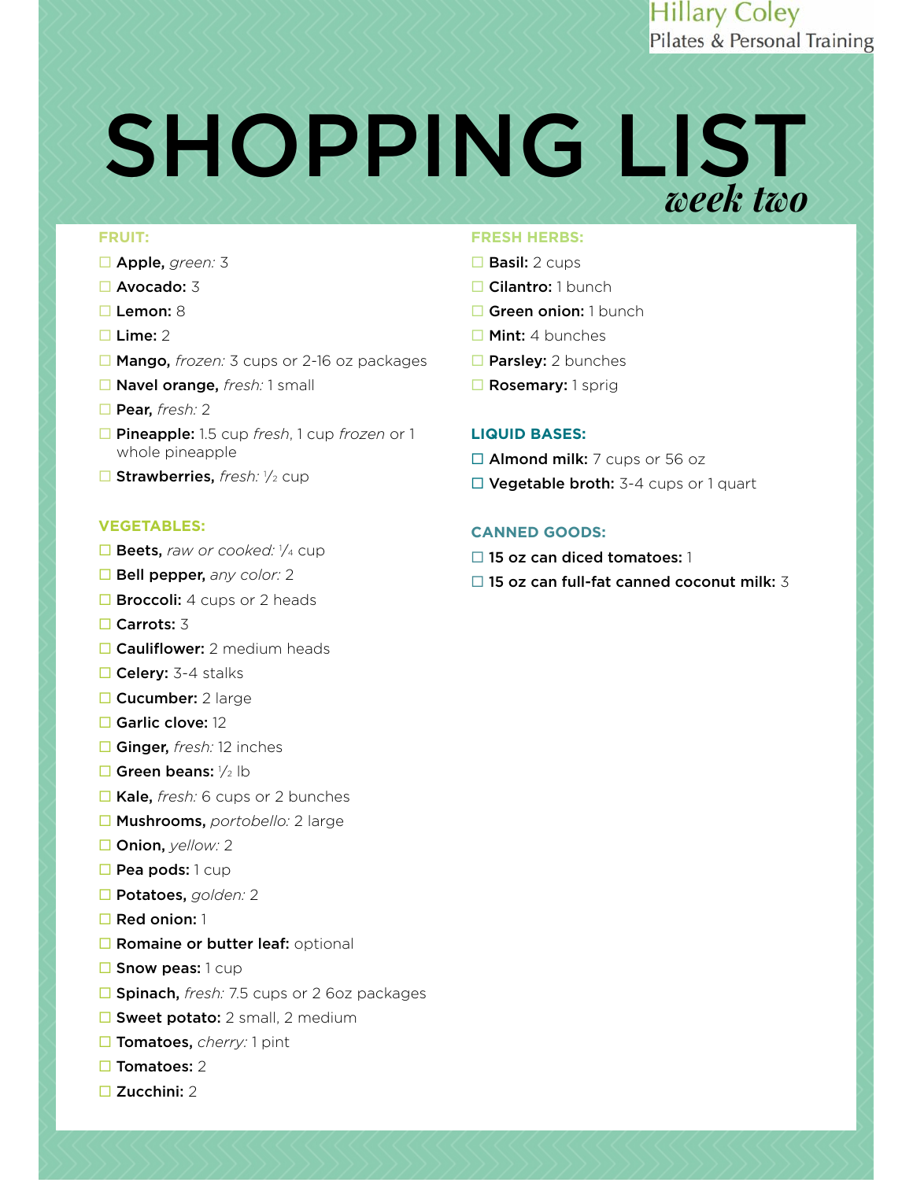Hillary Coley
Pilates & Personal Training

# SHOPPING LIST
*week two*

### FRUIT:

- ☐ **Apple,** *green:* 3
- ☐ **Avocado:** 3
- ☐ **Lemon:** 8
- ☐ **Lime:** 2
- ☐ **Mango,** *frozen:* 3 cups or 2-16 oz packages
- ☐ **Navel orange,** *fresh:* 1 small
- ☐ **Pear,** *fresh:* 2
- ☐ **Pineapple:** 1.5 cup *fresh*, 1 cup *frozen* or 1 whole pineapple
- ☐ **Strawberries,** *fresh:* ½ cup

### VEGETABLES:

- ☐ **Beets,** *raw or cooked:* ¼ cup
- ☐ **Bell pepper,** *any color:* 2
- ☐ **Broccoli:** 4 cups or 2 heads
- ☐ **Carrots:** 3
- ☐ **Cauliflower:** 2 medium heads
- ☐ **Celery:** 3-4 stalks
- ☐ **Cucumber:** 2 large
- ☐ **Garlic clove:** 12
- ☐ **Ginger,** *fresh:* 12 inches
- ☐ **Green beans:** ½ lb
- ☐ **Kale,** *fresh:* 6 cups or 2 bunches
- ☐ **Mushrooms,** *portobello:* 2 large
- ☐ **Onion,** *yellow:* 2
- ☐ **Pea pods:** 1 cup
- ☐ **Potatoes,** *golden:* 2
- ☐ **Red onion:** 1
- ☐ **Romaine or butter leaf:** optional
- ☐ **Snow peas:** 1 cup
- ☐ **Spinach,** *fresh:* 7.5 cups or 2 6oz packages
- ☐ **Sweet potato:** 2 small, 2 medium
- ☐ **Tomatoes,** *cherry:* 1 pint
- ☐ **Tomatoes:** 2
- ☐ **Zucchini:** 2

### FRESH HERBS:

- ☐ **Basil:** 2 cups
- ☐ **Cilantro:** 1 bunch
- ☐ **Green onion:** 1 bunch
- ☐ **Mint:** 4 bunches
- ☐ **Parsley:** 2 bunches
- ☐ **Rosemary:** 1 sprig

### LIQUID BASES:

- ☐ **Almond milk:** 7 cups or 56 oz
- ☐ **Vegetable broth:** 3-4 cups or 1 quart

### CANNED GOODS:

- ☐ **15 oz can diced tomatoes:** 1
- ☐ **15 oz can full-fat canned coconut milk:** 3